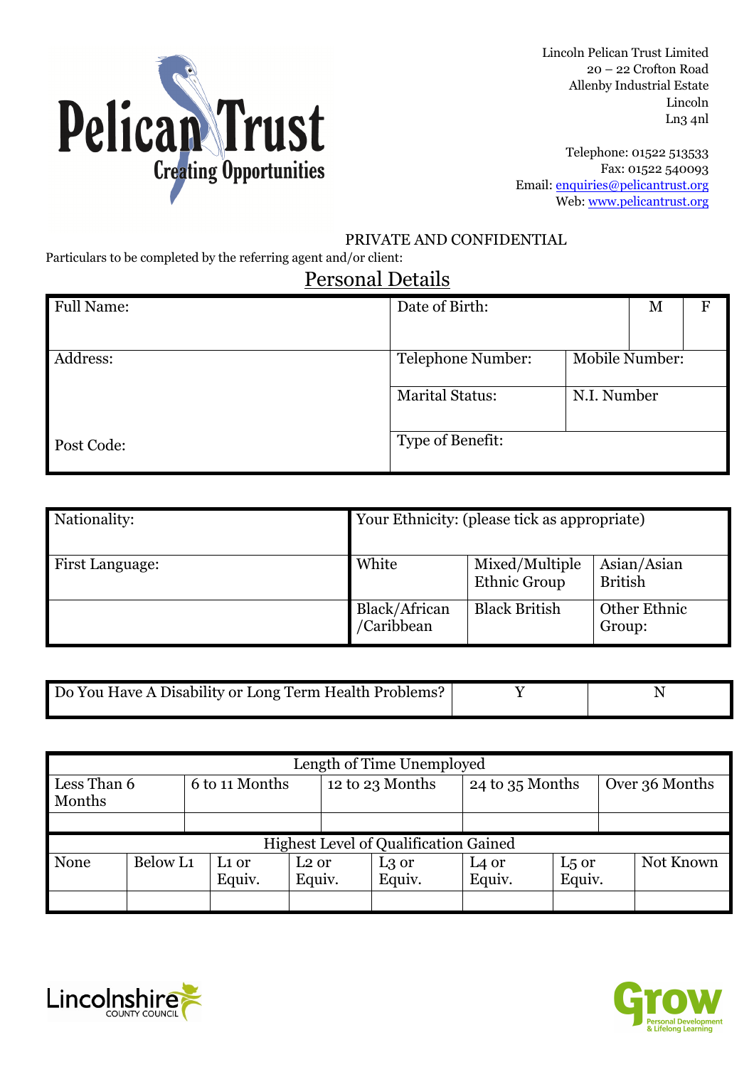Pelican Trust
Creating Opportunities

Lincoln Pelican Trust Limited
20 – 22 Crofton Road
Allenby Industrial Estate
Lincoln
Ln3 4nl

Telephone: 01522 513533
Fax: 01522 540093
Email: enquiries@pelicantrust.org
Web: www.pelicantrust.org

PRIVATE AND CONFIDENTIAL

Particulars to be completed by the referring agent and/or client:

## Personal Details

| Full Name: | Date of Birth: | | M | F |
|---|---|---|---|---|
| Address: | Telephone Number: | Mobile Number: | | |
| | Marital Status: | N.I. Number | | |
| Post Code: | Type of Benefit: | | | |

| Nationality: | Your Ethnicity: (please tick as appropriate) | | |
|---|---|---|---|
| First Language: | White | Mixed/Multiple Ethnic Group | Asian/Asian British |
| | Black/African /Caribbean | Black British | Other Ethnic Group: |

| Do You Have A Disability or Long Term Health Problems? | Y | N |
|---|---|---|

| Length of Time Unemployed | | | | |
|---|---|---|---|---|
| Less Than 6 Months | 6 to 11 Months | 12 to 23 Months | 24 to 35 Months | Over 36 Months |
| | | | | |

| Highest Level of Qualification Gained | | | | | | | |
|---|---|---|---|---|---|---|---|
| None | Below L1 | L1 or Equiv. | L2 or Equiv. | L3 or Equiv. | L4 or Equiv. | L5 or Equiv. | Not Known |
| | | | | | | | |

Lincolnshire County Council

Grow Personal Development & Lifelong Learning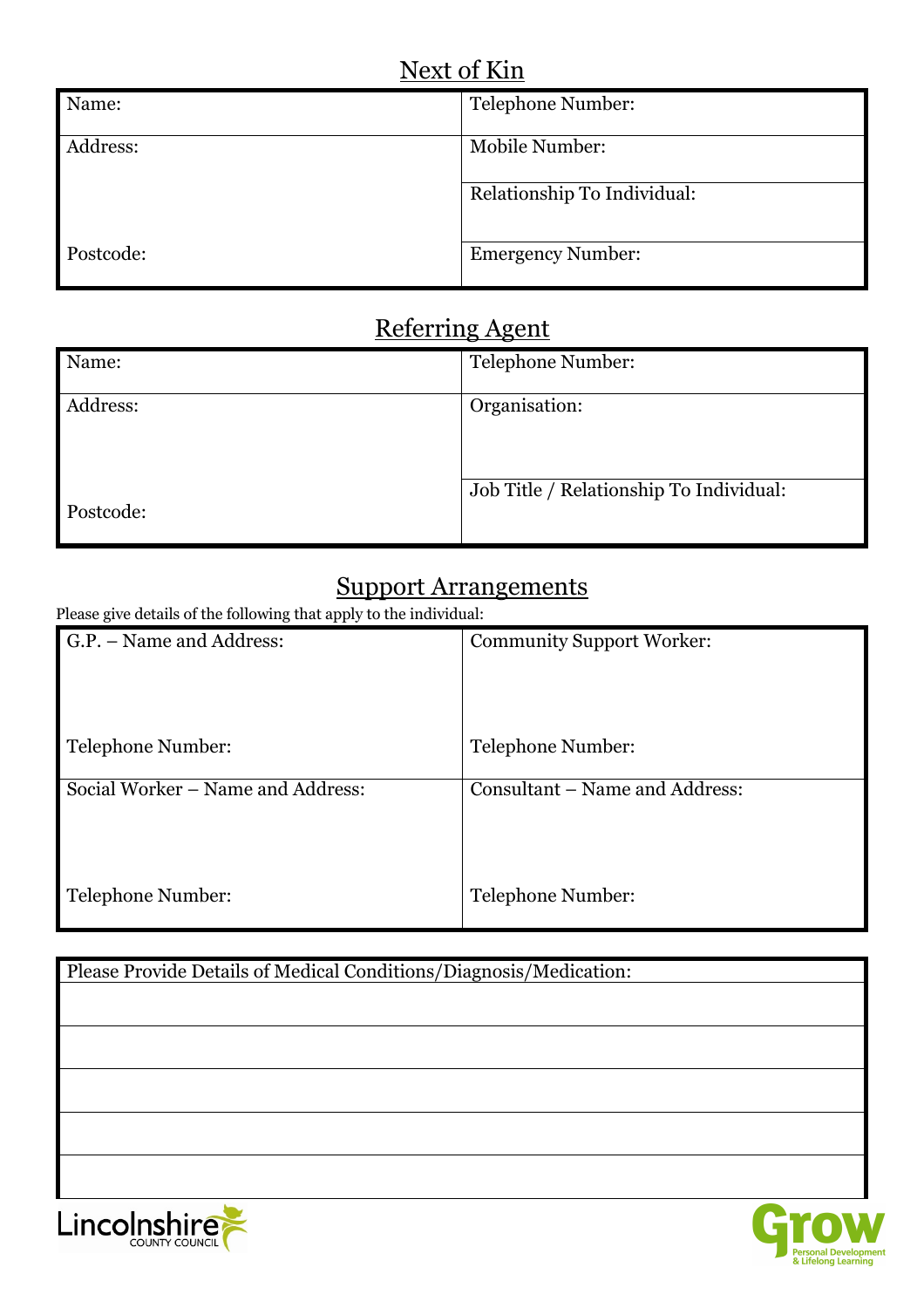## Next of Kin

| Name: | Telephone Number: |
|---|---|
| Address: | Mobile Number: |
| | Relationship To Individual: |
| Postcode: | Emergency Number: |

## Referring Agent

| Name: | Telephone Number: |
|---|---|
| Address: | Organisation: |
| Postcode: | Job Title / Relationship To Individual: |

## Support Arrangements

Please give details of the following that apply to the individual:

| G.P. – Name and Address:<br><br>Telephone Number: | Community Support Worker:<br><br>Telephone Number: |
|---|---|
| Social Worker – Name and Address:<br><br>Telephone Number: | Consultant – Name and Address:<br><br>Telephone Number: |

| Please Provide Details of Medical Conditions/Diagnosis/Medication: |
|---|
| |
| |
| |
| |
| |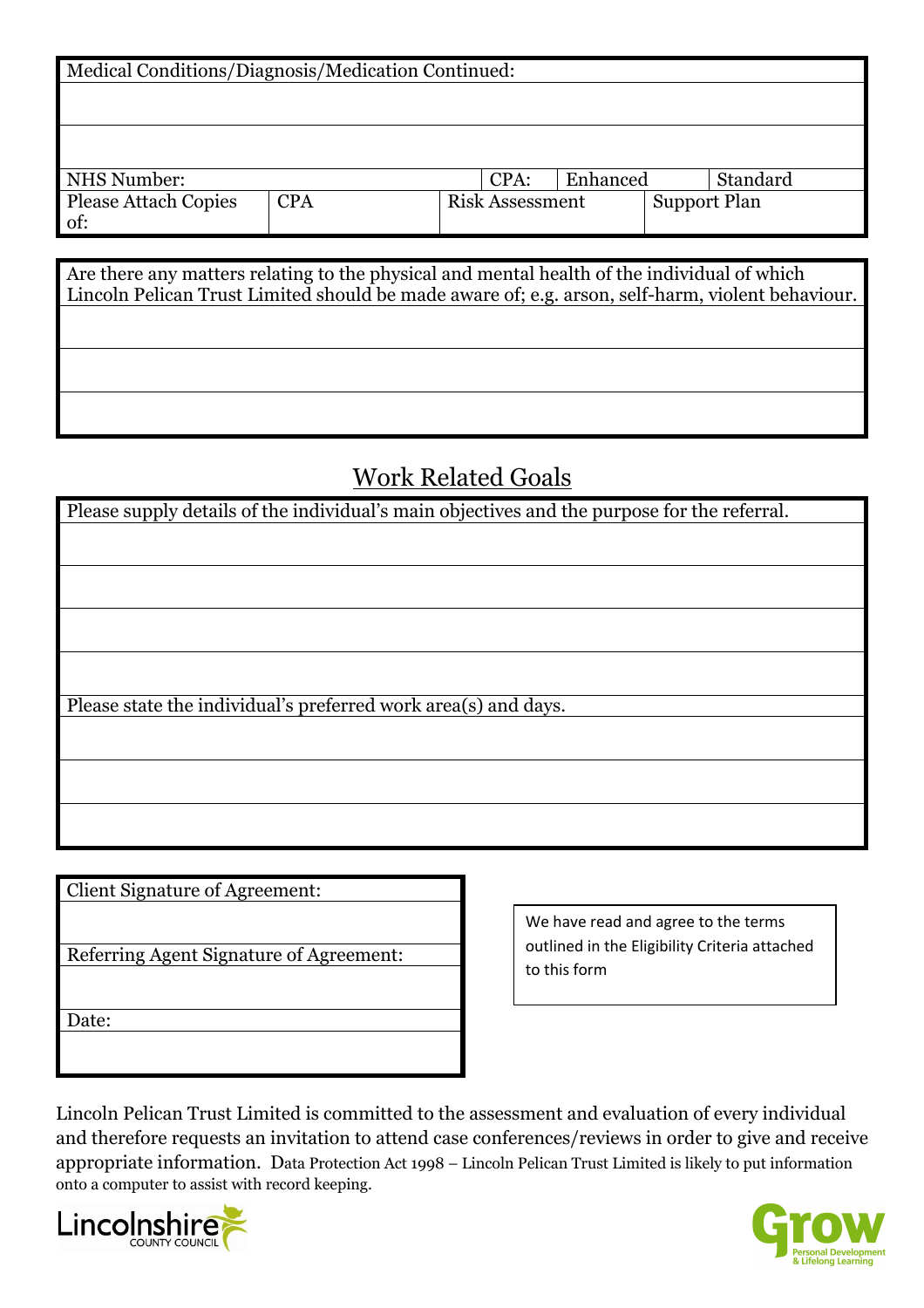| Medical Conditions/Diagnosis/Medication Continued: | | | | | |
|---|---|---|---|---|---|
| | | | | | |
| | | | | | |
| NHS Number: | | CPA: | Enhanced | | Standard |
| Please Attach Copies of: | CPA | Risk Assessment | | Support Plan | |

| Are there any matters relating to the physical and mental health of the individual of which Lincoln Pelican Trust Limited should be made aware of; e.g. arson, self-harm, violent behaviour. |
|---|
| |
| |
| |

## Work Related Goals

| Please supply details of the individual's main objectives and the purpose for the referral. |
|---|
| |
| |
| |
| |
| Please state the individual's preferred work area(s) and days. |
| |
| |
| |

| Client Signature of Agreement: |
|---|
| |
| Referring Agent Signature of Agreement: |
| |
| Date: |
| |

We have read and agree to the terms outlined in the Eligibility Criteria attached to this form

Lincoln Pelican Trust Limited is committed to the assessment and evaluation of every individual and therefore requests an invitation to attend case conferences/reviews in order to give and receive appropriate information. Data Protection Act 1998 – Lincoln Pelican Trust Limited is likely to put information onto a computer to assist with record keeping.

Lincolnshire COUNTY COUNCIL

Grow Personal Development & Lifelong Learning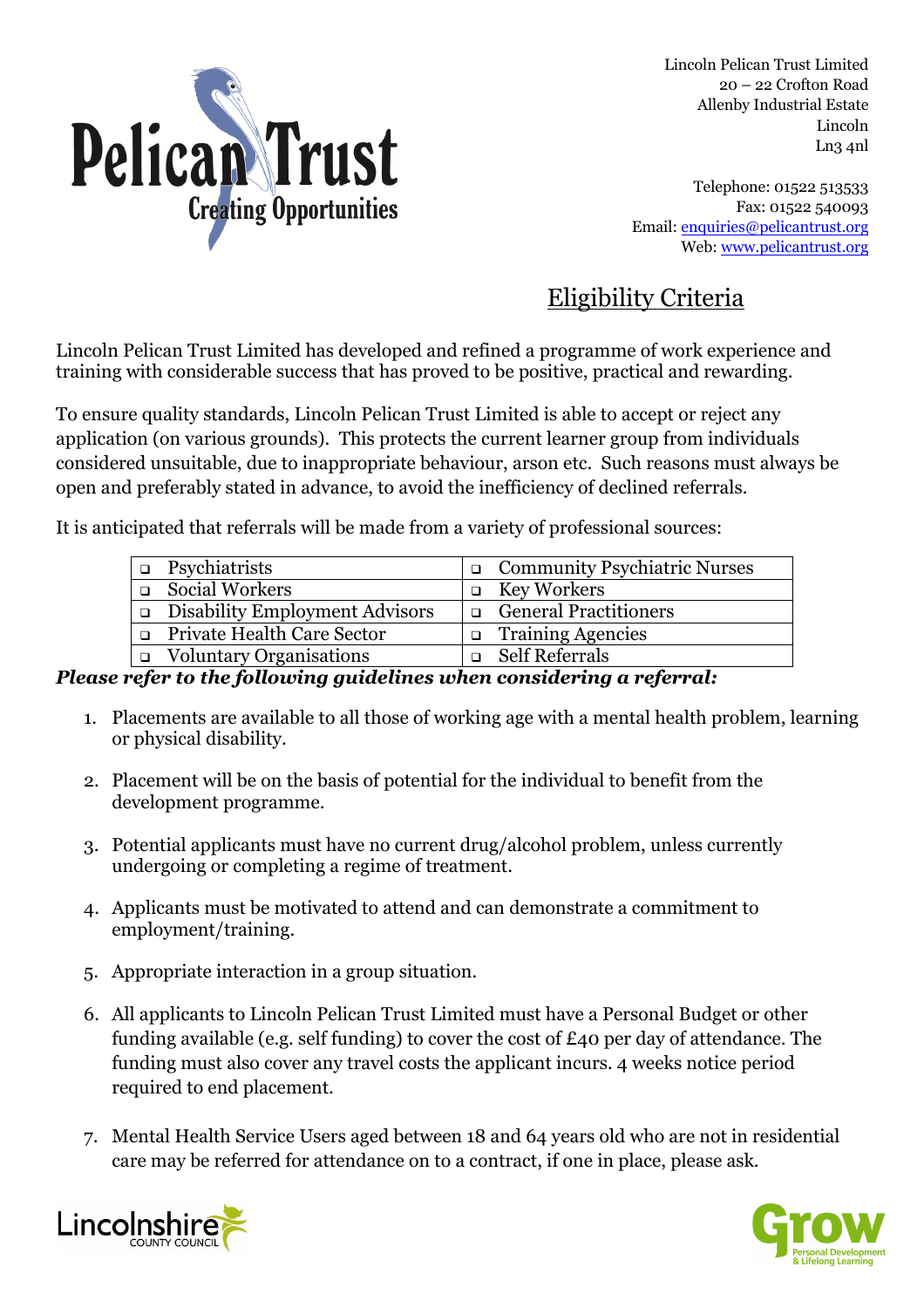Lincoln Pelican Trust Limited
20 – 22 Crofton Road
Allenby Industrial Estate
Lincoln
Ln3 4nl

Telephone: 01522 513533
Fax: 01522 540093
Email: enquiries@pelicantrust.org
Web: www.pelicantrust.org

# Eligibility Criteria

Lincoln Pelican Trust Limited has developed and refined a programme of work experience and training with considerable success that has proved to be positive, practical and rewarding.

To ensure quality standards, Lincoln Pelican Trust Limited is able to accept or reject any application (on various grounds). This protects the current learner group from individuals considered unsuitable, due to inappropriate behaviour, arson etc. Such reasons must always be open and preferably stated in advance, to avoid the inefficiency of declined referrals.

It is anticipated that referrals will be made from a variety of professional sources:

| | |
|---|---|
| ❑ Psychiatrists | ❑ Community Psychiatric Nurses |
| ❑ Social Workers | ❑ Key Workers |
| ❑ Disability Employment Advisors | ❑ General Practitioners |
| ❑ Private Health Care Sector | ❑ Training Agencies |
| ❑ Voluntary Organisations | ❑ Self Referrals |

***Please refer to the following guidelines when considering a referral:***

1. Placements are available to all those of working age with a mental health problem, learning or physical disability.

2. Placement will be on the basis of potential for the individual to benefit from the development programme.

3. Potential applicants must have no current drug/alcohol problem, unless currently undergoing or completing a regime of treatment.

4. Applicants must be motivated to attend and can demonstrate a commitment to employment/training.

5. Appropriate interaction in a group situation.

6. All applicants to Lincoln Pelican Trust Limited must have a Personal Budget or other funding available (e.g. self funding) to cover the cost of £40 per day of attendance. The funding must also cover any travel costs the applicant incurs. 4 weeks notice period required to end placement.

7. Mental Health Service Users aged between 18 and 64 years old who are not in residential care may be referred for attendance on to a contract, if one in place, please ask.